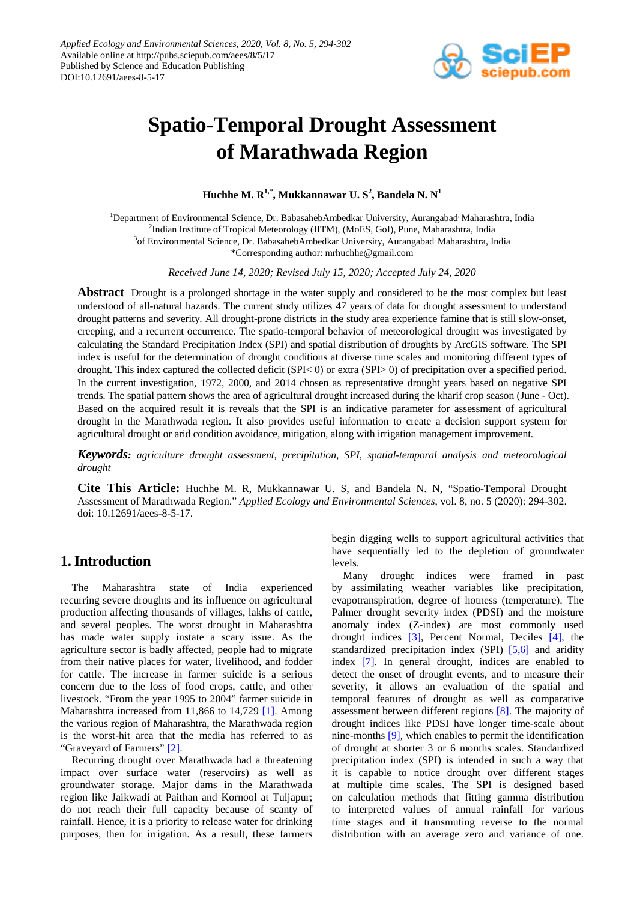Applied Ecology and Environmental Sciences, 2020, Vol. 8, No. 5, 294-302
Available online at http://pubs.sciepub.com/aees/8/5/17
Published by Science and Education Publishing
DOI:10.12691/aees-8-5-17

# Spatio-Temporal Drought Assessment of Marathwada Region

**Huchhe M. R[1,*], Mukkannawar U. S[2], Bandela N. N[1]**

[1]Department of Environmental Science, Dr. BabasahebAmbedkar University, Aurangabad, Maharashtra, India
[2]Indian Institute of Tropical Meteorology (IITM), (MoES, GoI), Pune, Maharashtra, India
[3]of Environmental Science, Dr. BabasahebAmbedkar University, Aurangabad, Maharashtra, India
*Corresponding author: mrhuchhe@gmail.com

*Received June 14, 2020; Revised July 15, 2020; Accepted July 24, 2020*

**Abstract** Drought is a prolonged shortage in the water supply and considered to be the most complex but least understood of all-natural hazards. The current study utilizes 47 years of data for drought assessment to understand drought patterns and severity. All drought-prone districts in the study area experience famine that is still slow-onset, creeping, and a recurrent occurrence. The spatio-temporal behavior of meteorological drought was investigated by calculating the Standard Precipitation Index (SPI) and spatial distribution of droughts by ArcGIS software. The SPI index is useful for the determination of drought conditions at diverse time scales and monitoring different types of drought. This index captured the collected deficit (SPI< 0) or extra (SPI> 0) of precipitation over a specified period. In the current investigation, 1972, 2000, and 2014 chosen as representative drought years based on negative SPI trends. The spatial pattern shows the area of agricultural drought increased during the kharif crop season (June - Oct). Based on the acquired result it is reveals that the SPI is an indicative parameter for assessment of agricultural drought in the Marathwada region. It also provides useful information to create a decision support system for agricultural drought or arid condition avoidance, mitigation, along with irrigation management improvement.

***Keywords:*** *agriculture drought assessment, precipitation, SPI, spatial-temporal analysis and meteorological drought*

**Cite This Article:** Huchhe M. R, Mukkannawar U. S, and Bandela N. N, "Spatio-Temporal Drought Assessment of Marathwada Region." *Applied Ecology and Environmental Sciences*, vol. 8, no. 5 (2020): 294-302. doi: 10.12691/aees-8-5-17.

## 1. Introduction

The Maharashtra state of India experienced recurring severe droughts and its influence on agricultural production affecting thousands of villages, lakhs of cattle, and several peoples. The worst drought in Maharashtra has made water supply instate a scary issue. As the agriculture sector is badly affected, people had to migrate from their native places for water, livelihood, and fodder for cattle. The increase in farmer suicide is a serious concern due to the loss of food crops, cattle, and other livestock. "From the year 1995 to 2004" farmer suicide in Maharashtra increased from 11,866 to 14,729 [1]. Among the various region of Maharashtra, the Marathwada region is the worst-hit area that the media has referred to as "Graveyard of Farmers" [2].

Recurring drought over Marathwada had a threatening impact over surface water (reservoirs) as well as groundwater storage. Major dams in the Marathwada region like Jaikwadi at Paithan and Kornool at Tuljapur; do not reach their full capacity because of scanty of rainfall. Hence, it is a priority to release water for drinking purposes, then for irrigation. As a result, these farmers begin digging wells to support agricultural activities that have sequentially led to the depletion of groundwater levels.

Many drought indices were framed in past by assimilating weather variables like precipitation, evapotranspiration, degree of hotness (temperature). The Palmer drought severity index (PDSI) and the moisture anomaly index (Z-index) are most commonly used drought indices [3], Percent Normal, Deciles [4], the standardized precipitation index (SPI) [5,6] and aridity index [7]. In general drought, indices are enabled to detect the onset of drought events, and to measure their severity, it allows an evaluation of the spatial and temporal features of drought as well as comparative assessment between different regions [8]. The majority of drought indices like PDSI have longer time-scale about nine-months [9], which enables to permit the identification of drought at shorter 3 or 6 months scales. Standardized precipitation index (SPI) is intended in such a way that it is capable to notice drought over different stages at multiple time scales. The SPI is designed based on calculation methods that fitting gamma distribution to interpreted values of annual rainfall for various time stages and it transmuting reverse to the normal distribution with an average zero and variance of one.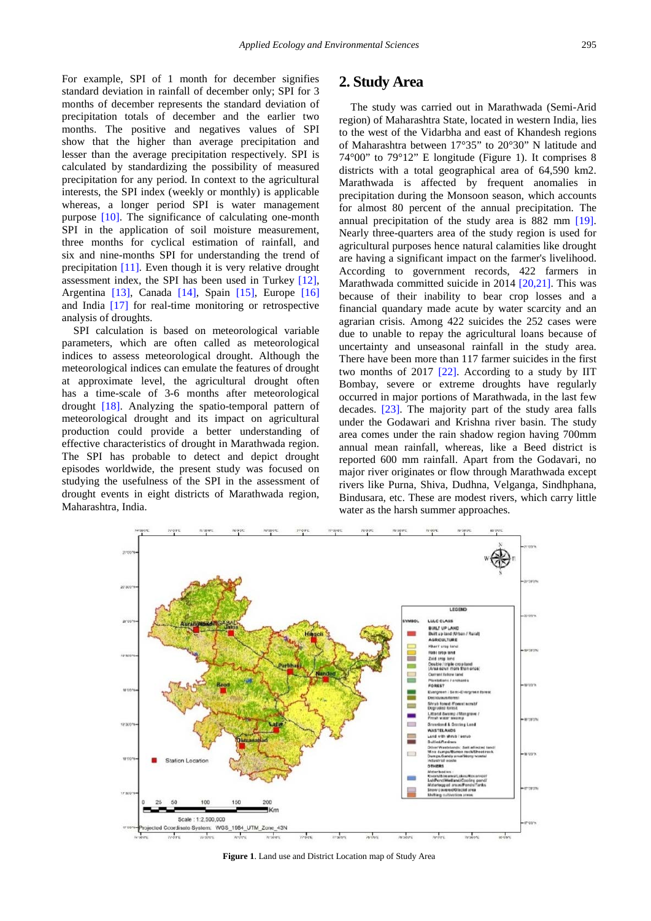For example, SPI of 1 month for december signifies standard deviation in rainfall of december only; SPI for 3 months of december represents the standard deviation of precipitation totals of december and the earlier two months. The positive and negatives values of SPI show that the higher than average precipitation and lesser than the average precipitation respectively. SPI is calculated by standardizing the possibility of measured precipitation for any period. In context to the agricultural interests, the SPI index (weekly or monthly) is applicable whereas, a longer period SPI is water management purpose [10]. The significance of calculating one-month SPI in the application of soil moisture measurement, three months for cyclical estimation of rainfall, and six and nine-months SPI for understanding the trend of precipitation [11]. Even though it is very relative drought assessment index, the SPI has been used in Turkey [12], Argentina [13], Canada [14], Spain [15], Europe [16] and India [17] for real-time monitoring or retrospective analysis of droughts.

SPI calculation is based on meteorological variable parameters, which are often called as meteorological indices to assess meteorological drought. Although the meteorological indices can emulate the features of drought at approximate level, the agricultural drought often has a time-scale of 3-6 months after meteorological drought [18]. Analyzing the spatio-temporal pattern of meteorological drought and its impact on agricultural production could provide a better understanding of effective characteristics of drought in Marathwada region. The SPI has probable to detect and depict drought episodes worldwide, the present study was focused on studying the usefulness of the SPI in the assessment of drought events in eight districts of Marathwada region, Maharashtra, India.

## 2. Study Area

The study was carried out in Marathwada (Semi-Arid region) of Maharashtra State, located in western India, lies to the west of the Vidarbha and east of Khandesh regions of Maharashtra between 17°35" to 20°30" N latitude and 74°00" to 79°12" E longitude (Figure 1). It comprises 8 districts with a total geographical area of 64,590 km2. Marathwada is affected by frequent anomalies in precipitation during the Monsoon season, which accounts for almost 80 percent of the annual precipitation. The annual precipitation of the study area is 882 mm [19]. Nearly three-quarters area of the study region is used for agricultural purposes hence natural calamities like drought are having a significant impact on the farmer's livelihood. According to government records, 422 farmers in Marathwada committed suicide in 2014 [20,21]. This was because of their inability to bear crop losses and a financial quandary made acute by water scarcity and an agrarian crisis. Among 422 suicides the 252 cases were due to unable to repay the agricultural loans because of uncertainty and unseasonal rainfall in the study area. There have been more than 117 farmer suicides in the first two months of 2017 [22]. According to a study by IIT Bombay, severe or extreme droughts have regularly occurred in major portions of Marathwada, in the last few decades. [23]. The majority part of the study area falls under the Godawari and Krishna river basin. The study area comes under the rain shadow region having 700mm annual mean rainfall, whereas, like a Beed district is reported 600 mm rainfall. Apart from the Godavari, no major river originates or flow through Marathwada except rivers like Purna, Shiva, Dudhna, Velganga, Sindhphana, Bindusara, etc. These are modest rivers, which carry little water as the harsh summer approaches.

Aurangabad
Jalna
Hingoli
Parbhani
Nanded
Beed
Latur
Osmanabad
Station Location

LEGEND
SYMBOL LULC CLASS
BUILT UP LAND
Built up land (Urban / Rural)
AGRICULTURE
Kharif crop land
Rabi crop land
Zaid crop land
Double / triple crop land (Area sown more than once)
Current fallow land
Plantations / orchards
FOREST
Evergreen / Semi-Evergreen forest
Deciduous forest
Shrub forest (Forest scrub) Degraded forest
Littoral Swamp / Mangrove / Fresh water swamp
Grassland & Grazing Land
WASTELANDS
Land with shrub / scrub
Gullied/Ravines
Other Wastelands: Salt affected land / Mine dumps/Barren rock/Sheet rock Dumps/Sandy area/Stony waste/ Industrial waste
OTHERS
Waterbodies: Rivers/Streams/Lakes/Reservoir/ Tanks/Pond/Wetland/Cooling pond/ Waterlogged areas/Ponds/Tanks Snow covered/Glacial area
Shifting cultivation areas

0 25 50 100 150 200 Km
Scale : 1:2,500,000
Projected Coordinate System: WGS_1984_UTM_Zone_43N

**Figure 1**. Land use and District Location map of Study Area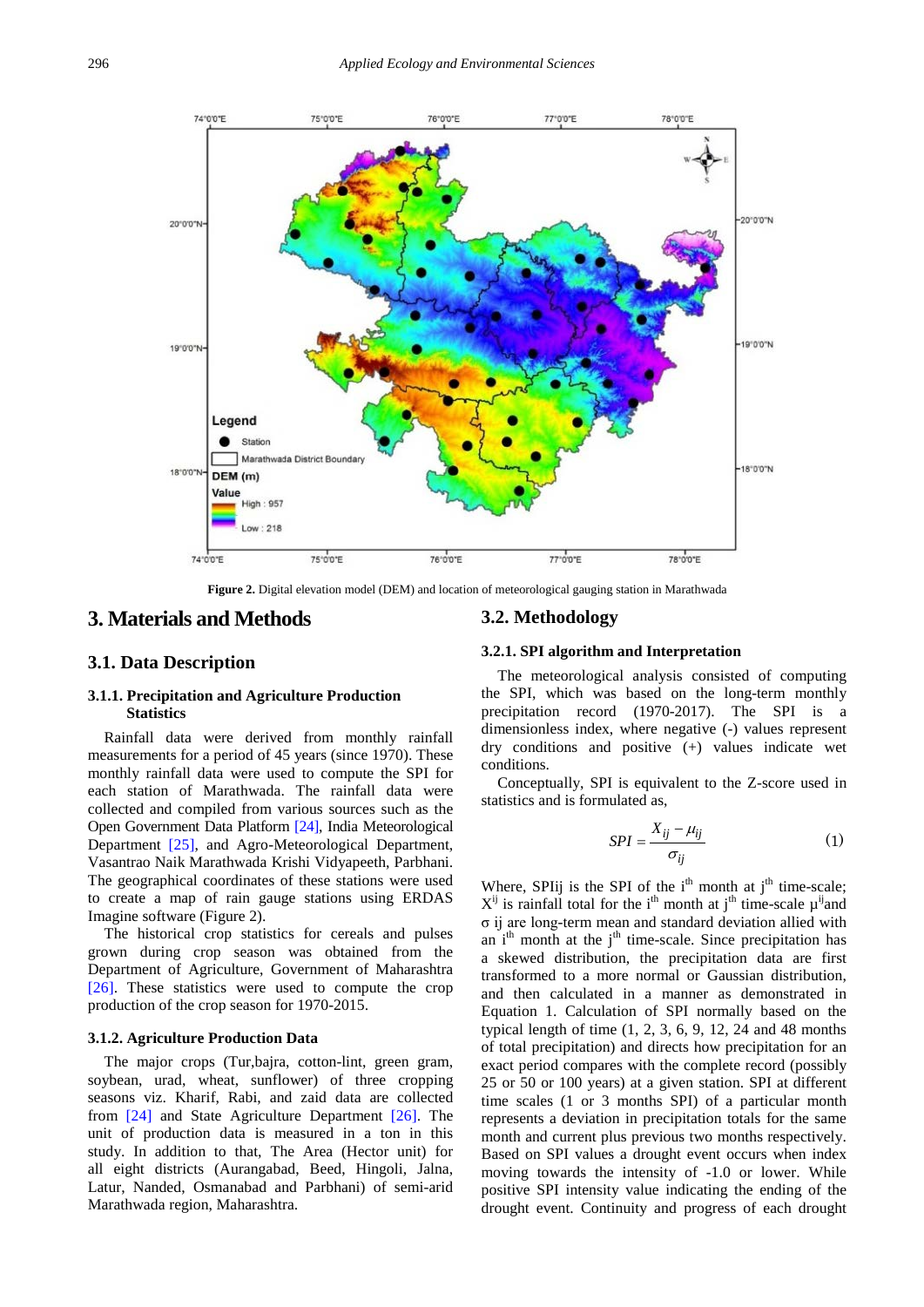74°0'0"E
75°0'0"E
76°0'0"E
77°0'0"E
78°0'0"E
20°0'0"N
19°0'0"N
18°0'0"N
Legend
Station
Marathwada District Boundary
DEM (m)
Value
High : 957
Low : 218

**Figure 2.** Digital elevation model (DEM) and location of meteorological gauging station in Marathwada

# 3. Materials and Methods

## 3.1. Data Description

### 3.1.1. Precipitation and Agriculture Production Statistics

Rainfall data were derived from monthly rainfall measurements for a period of 45 years (since 1970). These monthly rainfall data were used to compute the SPI for each station of Marathwada. The rainfall data were collected and compiled from various sources such as the Open Government Data Platform [24], India Meteorological Department [25], and Agro-Meteorological Department, Vasantrao Naik Marathwada Krishi Vidyapeeth, Parbhani. The geographical coordinates of these stations were used to create a map of rain gauge stations using ERDAS Imagine software (Figure 2).

The historical crop statistics for cereals and pulses grown during crop season was obtained from the Department of Agriculture, Government of Maharashtra [26]. These statistics were used to compute the crop production of the crop season for 1970-2015.

### 3.1.2. Agriculture Production Data

The major crops (Tur,bajra, cotton-lint, green gram, soybean, urad, wheat, sunflower) of three cropping seasons viz. Kharif, Rabi, and zaid data are collected from [24] and State Agriculture Department [26]. The unit of production data is measured in a ton in this study. In addition to that, The Area (Hector unit) for all eight districts (Aurangabad, Beed, Hingoli, Jalna, Latur, Nanded, Osmanabad and Parbhani) of semi-arid Marathwada region, Maharashtra.

## 3.2. Methodology

### 3.2.1. SPI algorithm and Interpretation

The meteorological analysis consisted of computing the SPI, which was based on the long-term monthly precipitation record (1970-2017). The SPI is a dimensionless index, where negative (-) values represent dry conditions and positive (+) values indicate wet conditions.

Conceptually, SPI is equivalent to the Z-score used in statistics and is formulated as,

$$SPI = \frac{X_{ij} - \mu_{ij}}{\sigma_{ij}} \quad (1)$$

Where, SPIij is the SPI of the $i^{th}$ month at $j^{th}$ time-scale; $X^{ij}$ is rainfall total for the $i^{th}$ month at $j^{th}$ time-scale $\mu^{ij}$and σ ij are long-term mean and standard deviation allied with an $i^{th}$ month at the $j^{th}$ time-scale. Since precipitation has a skewed distribution, the precipitation data are first transformed to a more normal or Gaussian distribution, and then calculated in a manner as demonstrated in Equation 1. Calculation of SPI normally based on the typical length of time (1, 2, 3, 6, 9, 12, 24 and 48 months of total precipitation) and directs how precipitation for an exact period compares with the complete record (possibly 25 or 50 or 100 years) at a given station. SPI at different time scales (1 or 3 months SPI) of a particular month represents a deviation in precipitation totals for the same month and current plus previous two months respectively. Based on SPI values a drought event occurs when index moving towards the intensity of -1.0 or lower. While positive SPI intensity value indicating the ending of the drought event. Continuity and progress of each drought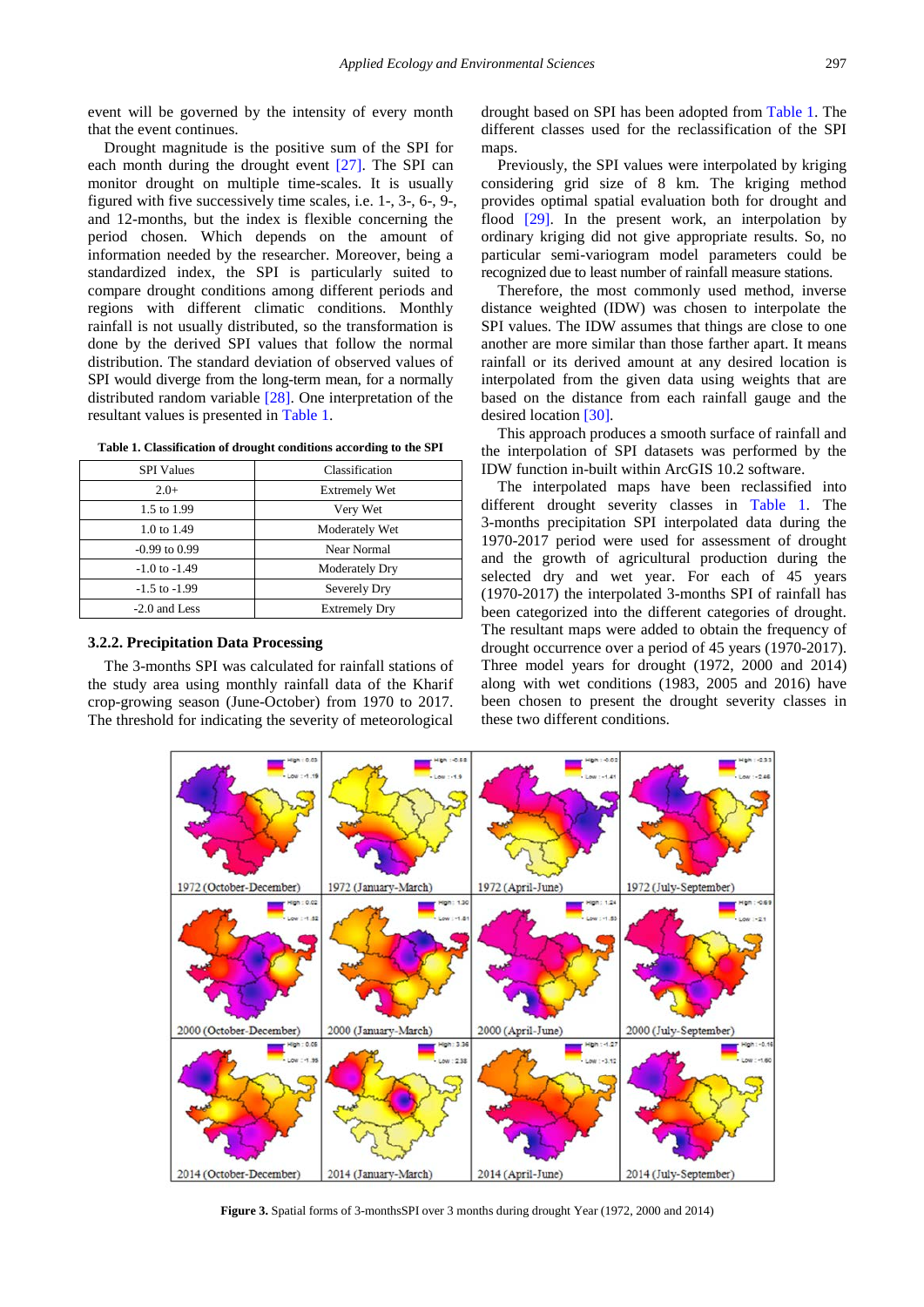event will be governed by the intensity of every month that the event continues.

Drought magnitude is the positive sum of the SPI for each month during the drought event [27]. The SPI can monitor drought on multiple time-scales. It is usually figured with five successively time scales, i.e. 1-, 3-, 6-, 9-, and 12-months, but the index is flexible concerning the period chosen. Which depends on the amount of information needed by the researcher. Moreover, being a standardized index, the SPI is particularly suited to compare drought conditions among different periods and regions with different climatic conditions. Monthly rainfall is not usually distributed, so the transformation is done by the derived SPI values that follow the normal distribution. The standard deviation of observed values of SPI would diverge from the long-term mean, for a normally distributed random variable [28]. One interpretation of the resultant values is presented in Table 1.

**Table 1. Classification of drought conditions according to the SPI**

| SPI Values | Classification |
| --- | --- |
| 2.0+ | Extremely Wet |
| 1.5 to 1.99 | Very Wet |
| 1.0 to 1.49 | Moderately Wet |
| -0.99 to 0.99 | Near Normal |
| -1.0 to -1.49 | Moderately Dry |
| -1.5 to -1.99 | Severely Dry |
| -2.0 and Less | Extremely Dry |

### 3.2.2. Precipitation Data Processing

The 3-months SPI was calculated for rainfall stations of the study area using monthly rainfall data of the Kharif crop-growing season (June-October) from 1970 to 2017. The threshold for indicating the severity of meteorological drought based on SPI has been adopted from Table 1. The different classes used for the reclassification of the SPI maps.

Previously, the SPI values were interpolated by kriging considering grid size of 8 km. The kriging method provides optimal spatial evaluation both for drought and flood [29]. In the present work, an interpolation by ordinary kriging did not give appropriate results. So, no particular semi-variogram model parameters could be recognized due to least number of rainfall measure stations.

Therefore, the most commonly used method, inverse distance weighted (IDW) was chosen to interpolate the SPI values. The IDW assumes that things are close to one another are more similar than those farther apart. It means rainfall or its derived amount at any desired location is interpolated from the given data using weights that are based on the distance from each rainfall gauge and the desired location [30].

This approach produces a smooth surface of rainfall and the interpolation of SPI datasets was performed by the IDW function in-built within ArcGIS 10.2 software.

The interpolated maps have been reclassified into different drought severity classes in Table 1. The 3-months precipitation SPI interpolated data during the 1970-2017 period were used for assessment of drought and the growth of agricultural production during the selected dry and wet year. For each of 45 years (1970-2017) the interpolated 3-months SPI of rainfall has been categorized into the different categories of drought. The resultant maps were added to obtain the frequency of drought occurrence over a period of 45 years (1970-2017). Three model years for drought (1972, 2000 and 2014) along with wet conditions (1983, 2005 and 2016) have been chosen to present the drought severity classes in these two different conditions.

1972 (October-December)
1972 (January-March)
1972 (April-June)
1972 (July-September)
2000 (October-December)
2000 (January-March)
2000 (April-June)
2000 (July-September)
2014 (October-December)
2014 (January-March)
2014 (April-June)
2014 (July-September)

**Figure 3.** Spatial forms of 3-monthsSPI over 3 months during drought Year (1972, 2000 and 2014)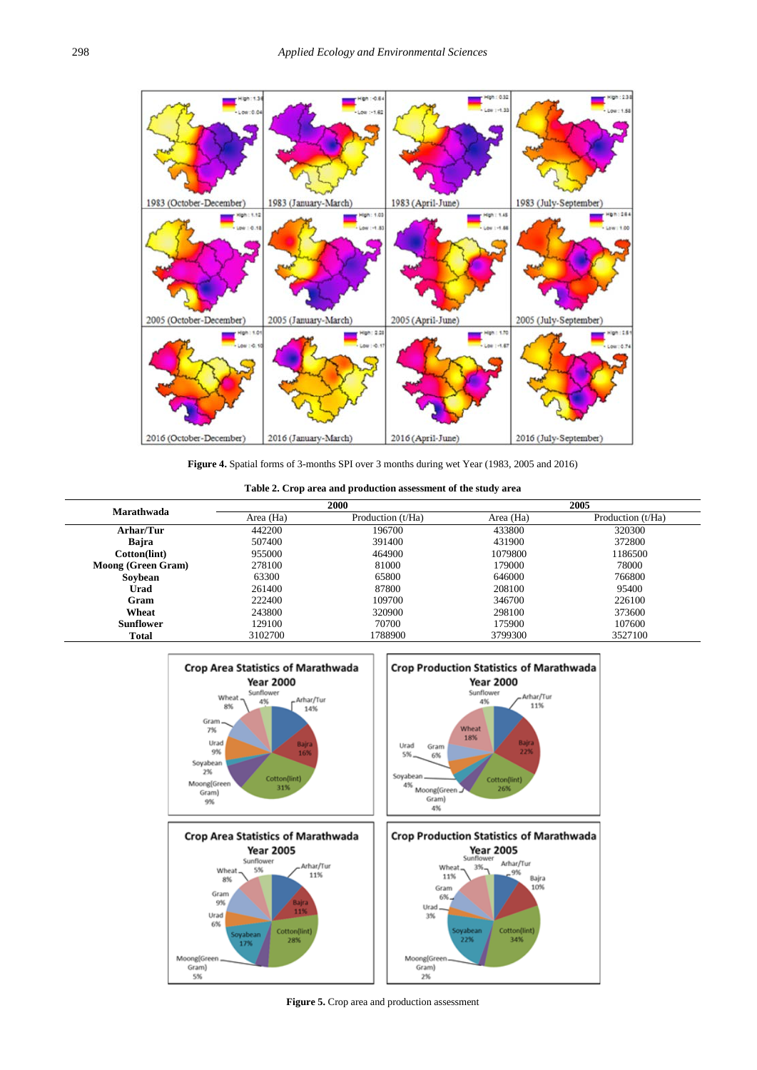**Figure 4.** Spatial forms of 3-months SPI over 3 months during wet Year (1983, 2005 and 2016)

**Table 2. Crop area and production assessment of the study area**

| Marathwada | 2000 | | 2005 | |
|---|---|---|---|---|
| | Area (Ha) | Production (t/Ha) | Area (Ha) | Production (t/Ha) |
| **Arhar/Tur** | 442200 | 196700 | 433800 | 320300 |
| **Bajra** | 507400 | 391400 | 431900 | 372800 |
| **Cotton(lint)** | 955000 | 464900 | 1079800 | 1186500 |
| **Moong (Green Gram)** | 278100 | 81000 | 179000 | 78000 |
| **Soybean** | 63300 | 65800 | 646000 | 766800 |
| **Urad** | 261400 | 87800 | 208100 | 95400 |
| **Gram** | 222400 | 109700 | 346700 | 226100 |
| **Wheat** | 243800 | 320900 | 298100 | 373600 |
| **Sunflower** | 129100 | 70700 | 175900 | 107600 |
| **Total** | 3102700 | 1788900 | 3799300 | 3527100 |

**Figure 5.** Crop area and production assessment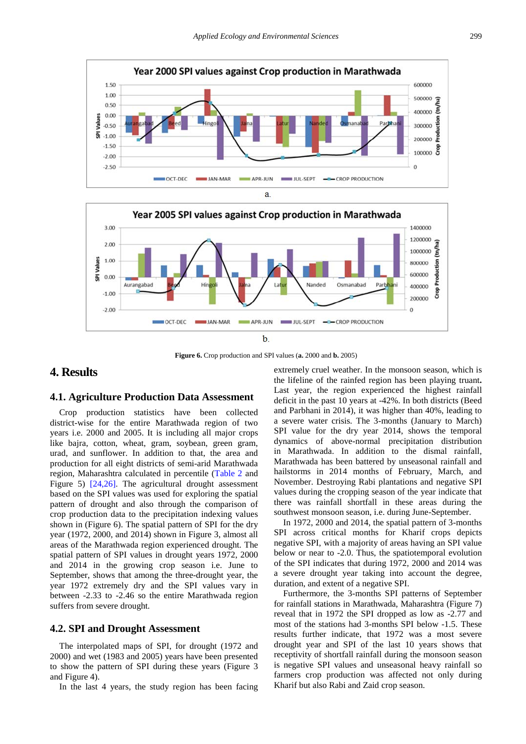Figure 6. Crop production and SPI values (a. 2000 and b. 2005)

## 4. Results

### 4.1. Agriculture Production Data Assessment

Crop production statistics have been collected district-wise for the entire Marathwada region of two years i.e. 2000 and 2005. It is including all major crops like bajra, cotton, wheat, gram, soybean, green gram, urad, and sunflower. In addition to that, the area and production for all eight districts of semi-arid Marathwada region, Maharashtra calculated in percentile (Table 2 and Figure 5) [24,26]. The agricultural drought assessment based on the SPI values was used for exploring the spatial pattern of drought and also through the comparison of crop production data to the precipitation indexing values shown in (Figure 6). The spatial pattern of SPI for the dry year (1972, 2000, and 2014) shown in Figure 3, almost all areas of the Marathwada region experienced drought. The spatial pattern of SPI values in drought years 1972, 2000 and 2014 in the growing crop season i.e. June to September, shows that among the three-drought year, the year 1972 extremely dry and the SPI values vary in between -2.33 to -2.46 so the entire Marathwada region suffers from severe drought.

### 4.2. SPI and Drought Assessment

The interpolated maps of SPI, for drought (1972 and 2000) and wet (1983 and 2005) years have been presented to show the pattern of SPI during these years (Figure 3 and Figure 4).

In the last 4 years, the study region has been facing extremely cruel weather. In the monsoon season, which is the lifeline of the rainfed region has been playing truant**.** Last year, the region experienced the highest rainfall deficit in the past 10 years at -42%. In both districts (Beed and Parbhani in 2014), it was higher than 40%, leading to a severe water crisis. The 3-months (January to March) SPI value for the dry year 2014, shows the temporal dynamics of above-normal precipitation distribution in Marathwada. In addition to the dismal rainfall, Marathwada has been battered by unseasonal rainfall and hailstorms in 2014 months of February, March, and November. Destroying Rabi plantations and negative SPI values during the cropping season of the year indicate that there was rainfall shortfall in these areas during the southwest monsoon season, i.e. during June-September.

In 1972, 2000 and 2014, the spatial pattern of 3-months SPI across critical months for Kharif crops depicts negative SPI, with a majority of areas having an SPI value below or near to -2.0. Thus, the spatiotemporal evolution of the SPI indicates that during 1972, 2000 and 2014 was a severe drought year taking into account the degree, duration, and extent of a negative SPI.

Furthermore, the 3-months SPI patterns of September for rainfall stations in Marathwada, Maharashtra (Figure 7) reveal that in 1972 the SPI dropped as low as -2.77 and most of the stations had 3-months SPI below -1.5. These results further indicate, that 1972 was a most severe drought year and SPI of the last 10 years shows that receptivity of shortfall rainfall during the monsoon season is negative SPI values and unseasonal heavy rainfall so farmers crop production was affected not only during Kharif but also Rabi and Zaid crop season.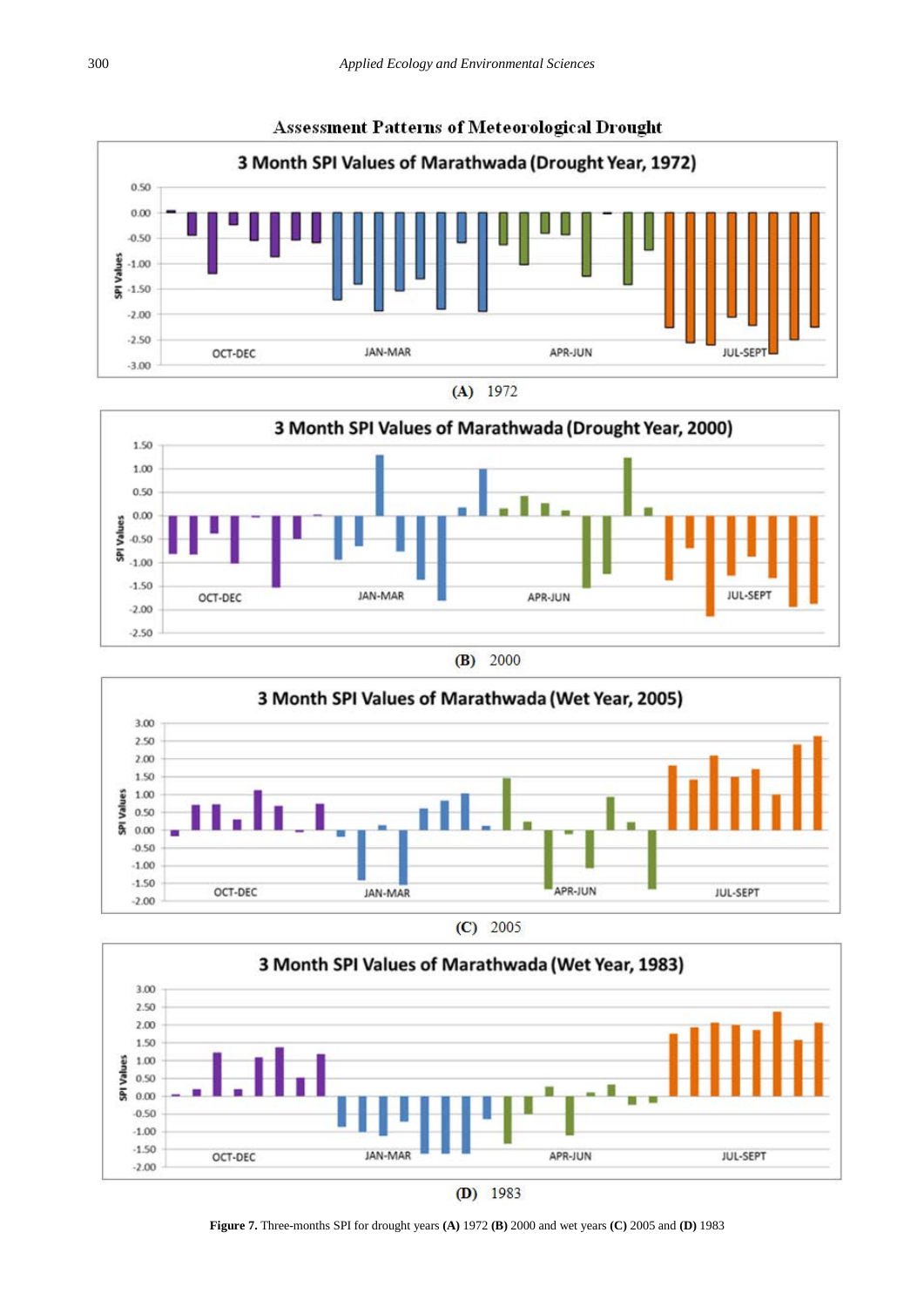Assessment Patterns of Meteorological Drought

3 Month SPI Values of Marathwada (Drought Year, 1972)

SPI Values

0.50
0.00
-0.50
-1.00
-1.50
-2.00
-2.50
-3.00

OCT-DEC
JAN-MAR
APR-JUN
JUL-SEPT

**(A)** 1972

3 Month SPI Values of Marathwada (Drought Year, 2000)

SPI Values

1.50
1.00
0.50
0.00
-0.50
-1.00
-1.50
-2.00
-2.50

OCT-DEC
JAN-MAR
APR-JUN
JUL-SEPT

**(B)** 2000

3 Month SPI Values of Marathwada (Wet Year, 2005)

SPI Values

3.00
2.50
2.00
1.50
1.00
0.50
0.00
-0.50
-1.00
-1.50
-2.00

OCT-DEC
JAN-MAR
APR-JUN
JUL-SEPT

**(C)** 2005

3 Month SPI Values of Marathwada (Wet Year, 1983)

SPI Values

3.00
2.50
2.00
1.50
1.00
0.50
0.00
-0.50
-1.00
-1.50
-2.00

OCT-DEC
JAN-MAR
APR-JUN
JUL-SEPT

**(D)** 1983

**Figure 7.** Three-months SPI for drought years **(A)** 1972 **(B)** 2000 and wet years **(C)** 2005 and **(D)** 1983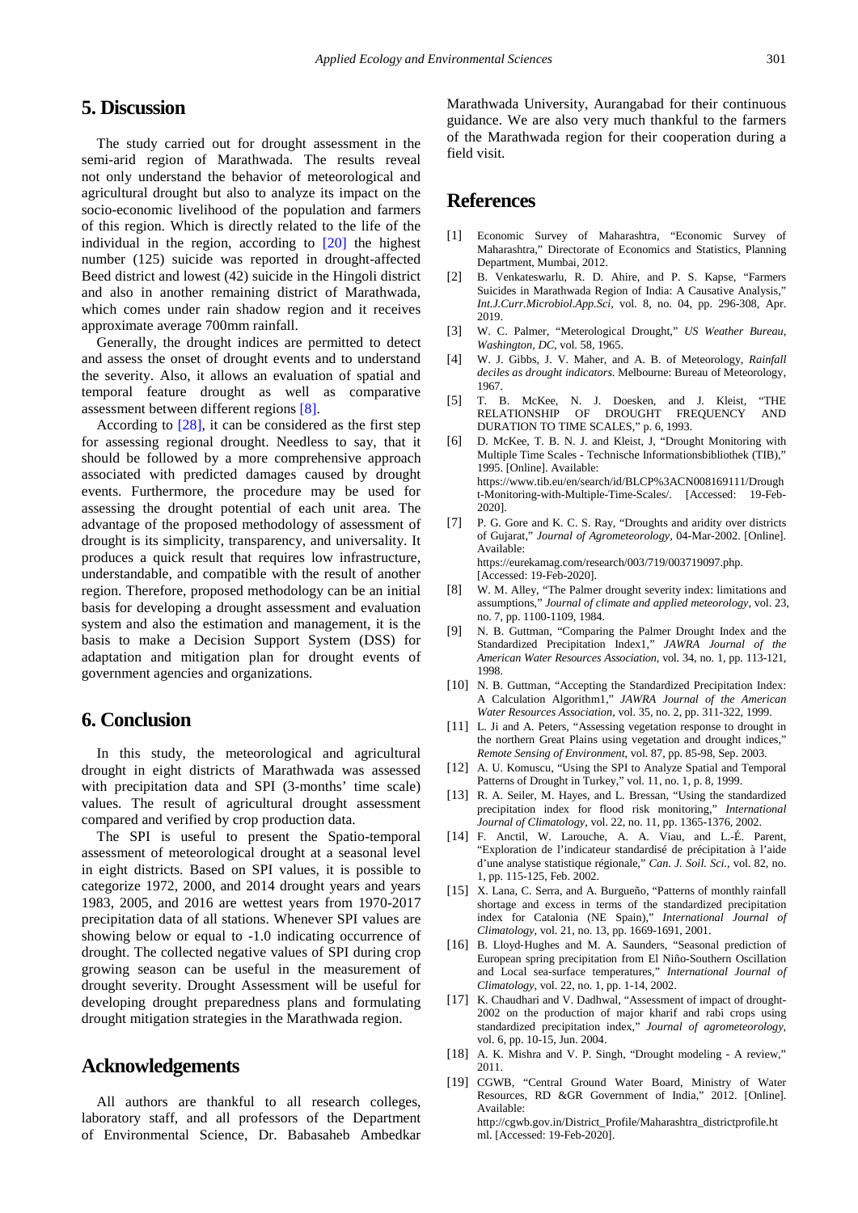## 5. Discussion

The study carried out for drought assessment in the semi-arid region of Marathwada. The results reveal not only understand the behavior of meteorological and agricultural drought but also to analyze its impact on the socio-economic livelihood of the population and farmers of this region. Which is directly related to the life of the individual in the region, according to [20] the highest number (125) suicide was reported in drought-affected Beed district and lowest (42) suicide in the Hingoli district and also in another remaining district of Marathwada, which comes under rain shadow region and it receives approximate average 700mm rainfall.

Generally, the drought indices are permitted to detect and assess the onset of drought events and to understand the severity. Also, it allows an evaluation of spatial and temporal feature drought as well as comparative assessment between different regions [8].

According to [28], it can be considered as the first step for assessing regional drought. Needless to say, that it should be followed by a more comprehensive approach associated with predicted damages caused by drought events. Furthermore, the procedure may be used for assessing the drought potential of each unit area. The advantage of the proposed methodology of assessment of drought is its simplicity, transparency, and universality. It produces a quick result that requires low infrastructure, understandable, and compatible with the result of another region. Therefore, proposed methodology can be an initial basis for developing a drought assessment and evaluation system and also the estimation and management, it is the basis to make a Decision Support System (DSS) for adaptation and mitigation plan for drought events of government agencies and organizations.

## 6. Conclusion

In this study, the meteorological and agricultural drought in eight districts of Marathwada was assessed with precipitation data and SPI (3-months' time scale) values. The result of agricultural drought assessment compared and verified by crop production data.

The SPI is useful to present the Spatio-temporal assessment of meteorological drought at a seasonal level in eight districts. Based on SPI values, it is possible to categorize 1972, 2000, and 2014 drought years and years 1983, 2005, and 2016 are wettest years from 1970-2017 precipitation data of all stations. Whenever SPI values are showing below or equal to -1.0 indicating occurrence of drought. The collected negative values of SPI during crop growing season can be useful in the measurement of drought severity. Drought Assessment will be useful for developing drought preparedness plans and formulating drought mitigation strategies in the Marathwada region.

## Acknowledgements

All authors are thankful to all research colleges, laboratory staff, and all professors of the Department of Environmental Science, Dr. Babasaheb Ambedkar Marathwada University, Aurangabad for their continuous guidance. We are also very much thankful to the farmers of the Marathwada region for their cooperation during a field visit.

## References

[1] Economic Survey of Maharashtra, "Economic Survey of Maharashtra," Directorate of Economics and Statistics, Planning Department, Mumbai, 2012.

[2] B. Venkateswarlu, R. D. Ahire, and P. S. Kapse, "Farmers Suicides in Marathwada Region of India: A Causative Analysis," *Int.J.Curr.Microbiol.App.Sci*, vol. 8, no. 04, pp. 296-308, Apr. 2019.

[3] W. C. Palmer, "Meterological Drought," *US Weather Bureau, Washington, DC*, vol. 58, 1965.

[4] W. J. Gibbs, J. V. Maher, and A. B. of Meteorology, *Rainfall deciles as drought indicators*. Melbourne: Bureau of Meteorology, 1967.

[5] T. B. McKee, N. J. Doesken, and J. Kleist, "THE RELATIONSHIP OF DROUGHT FREQUENCY AND DURATION TO TIME SCALES," p. 6, 1993.

[6] D. McKee, T. B. N. J. and Kleist, J, "Drought Monitoring with Multiple Time Scales - Technische Informationsbibliothek (TIB)," 1995. [Online]. Available: https://www.tib.eu/en/search/id/BLCP%3ACN008169111/Drought-Monitoring-with-Multiple-Time-Scales/. [Accessed: 19-Feb-2020].

[7] P. G. Gore and K. C. S. Ray, "Droughts and aridity over districts of Gujarat," *Journal of Agrometeorology*, 04-Mar-2002. [Online]. Available: https://eurekamag.com/research/003/719/003719097.php. [Accessed: 19-Feb-2020].

[8] W. M. Alley, "The Palmer drought severity index: limitations and assumptions," *Journal of climate and applied meteorology*, vol. 23, no. 7, pp. 1100-1109, 1984.

[9] N. B. Guttman, "Comparing the Palmer Drought Index and the Standardized Precipitation Index1," *JAWRA Journal of the American Water Resources Association*, vol. 34, no. 1, pp. 113-121, 1998.

[10] N. B. Guttman, "Accepting the Standardized Precipitation Index: A Calculation Algorithm1," *JAWRA Journal of the American Water Resources Association*, vol. 35, no. 2, pp. 311-322, 1999.

[11] L. Ji and A. Peters, "Assessing vegetation response to drought in the northern Great Plains using vegetation and drought indices," *Remote Sensing of Environment*, vol. 87, pp. 85-98, Sep. 2003.

[12] A. U. Komuscu, "Using the SPI to Analyze Spatial and Temporal Patterns of Drought in Turkey," vol. 11, no. 1, p. 8, 1999.

[13] R. A. Seiler, M. Hayes, and L. Bressan, "Using the standardized precipitation index for flood risk monitoring," *International Journal of Climatology*, vol. 22, no. 11, pp. 1365-1376, 2002.

[14] F. Anctil, W. Larouche, A. A. Viau, and L.-É. Parent, "Exploration de l'indicateur standardisé de précipitation à l'aide d'une analyse statistique régionale," *Can. J. Soil. Sci.*, vol. 82, no. 1, pp. 115-125, Feb. 2002.

[15] X. Lana, C. Serra, and A. Burgueño, "Patterns of monthly rainfall shortage and excess in terms of the standardized precipitation index for Catalonia (NE Spain)," *International Journal of Climatology*, vol. 21, no. 13, pp. 1669-1691, 2001.

[16] B. Lloyd-Hughes and M. A. Saunders, "Seasonal prediction of European spring precipitation from El Niño-Southern Oscillation and Local sea-surface temperatures," *International Journal of Climatology*, vol. 22, no. 1, pp. 1-14, 2002.

[17] K. Chaudhari and V. Dadhwal, "Assessment of impact of drought-2002 on the production of major kharif and rabi crops using standardized precipitation index," *Journal of agrometeorology*, vol. 6, pp. 10-15, Jun. 2004.

[18] A. K. Mishra and V. P. Singh, "Drought modeling - A review," 2011.

[19] CGWB, "Central Ground Water Board, Ministry of Water Resources, RD &GR Government of India," 2012. [Online]. Available: http://cgwb.gov.in/District_Profile/Maharashtra_districtprofile.html. [Accessed: 19-Feb-2020].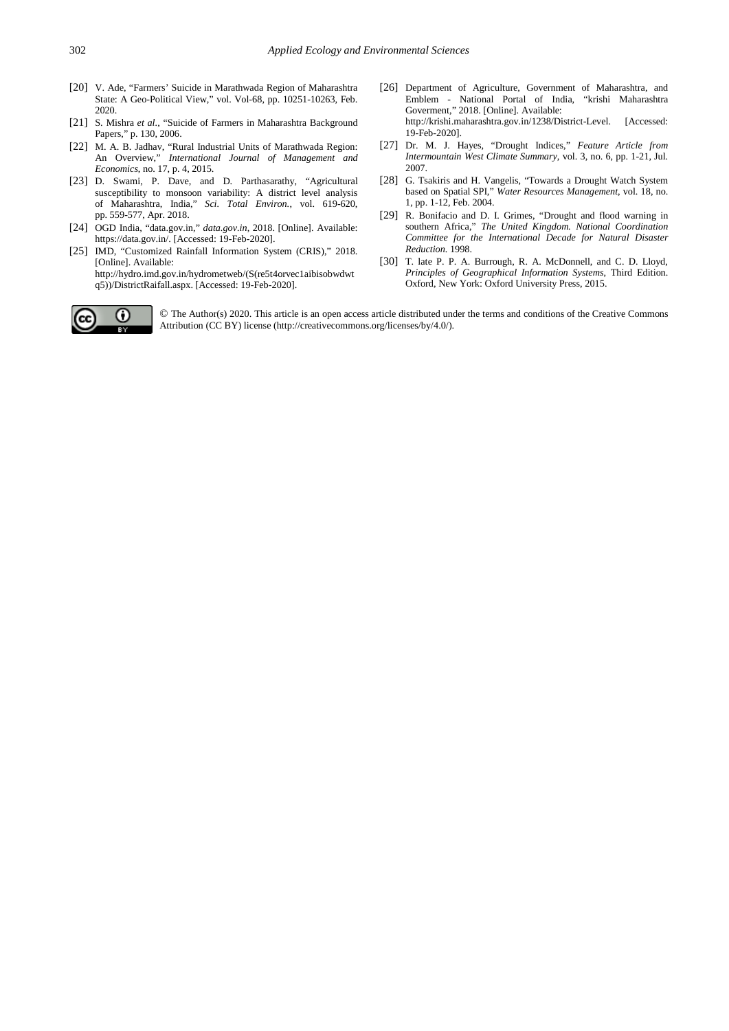[20] V. Ade, "Farmers' Suicide in Marathwada Region of Maharashtra State: A Geo-Political View," vol. Vol-68, pp. 10251-10263, Feb. 2020.

[21] S. Mishra *et al.*, "Suicide of Farmers in Maharashtra Background Papers," p. 130, 2006.

[22] M. A. B. Jadhav, "Rural Industrial Units of Marathwada Region: An Overview," *International Journal of Management and Economics*, no. 17, p. 4, 2015.

[23] D. Swami, P. Dave, and D. Parthasarathy, "Agricultural susceptibility to monsoon variability: A district level analysis of Maharashtra, India," *Sci. Total Environ.*, vol. 619-620, pp. 559-577, Apr. 2018.

[24] OGD India, "data.gov.in," *data.gov.in*, 2018. [Online]. Available: https://data.gov.in/. [Accessed: 19-Feb-2020].

[25] IMD, "Customized Rainfall Information System (CRIS)," 2018. [Online]. Available: http://hydro.imd.gov.in/hydrometweb/(S(re5t4orvec1aibisobwdwtq5))/DistrictRaifall.aspx. [Accessed: 19-Feb-2020].

[26] Department of Agriculture, Government of Maharashtra, and Emblem - National Portal of India, "krishi Maharashtra Goverment," 2018. [Online]. Available: http://krishi.maharashtra.gov.in/1238/District-Level. [Accessed: 19-Feb-2020].

[27] Dr. M. J. Hayes, "Drought Indices," *Feature Article from Intermountain West Climate Summary*, vol. 3, no. 6, pp. 1-21, Jul. 2007.

[28] G. Tsakiris and H. Vangelis, "Towards a Drought Watch System based on Spatial SPI," *Water Resources Management*, vol. 18, no. 1, pp. 1-12, Feb. 2004.

[29] R. Bonifacio and D. I. Grimes, "Drought and flood warning in southern Africa," *The United Kingdom. National Coordination Committee for the International Decade for Natural Disaster Reduction.* 1998.

[30] T. late P. P. A. Burrough, R. A. McDonnell, and C. D. Lloyd, *Principles of Geographical Information Systems*, Third Edition. Oxford, New York: Oxford University Press, 2015.

© The Author(s) 2020. This article is an open access article distributed under the terms and conditions of the Creative Commons Attribution (CC BY) license (http://creativecommons.org/licenses/by/4.0/).